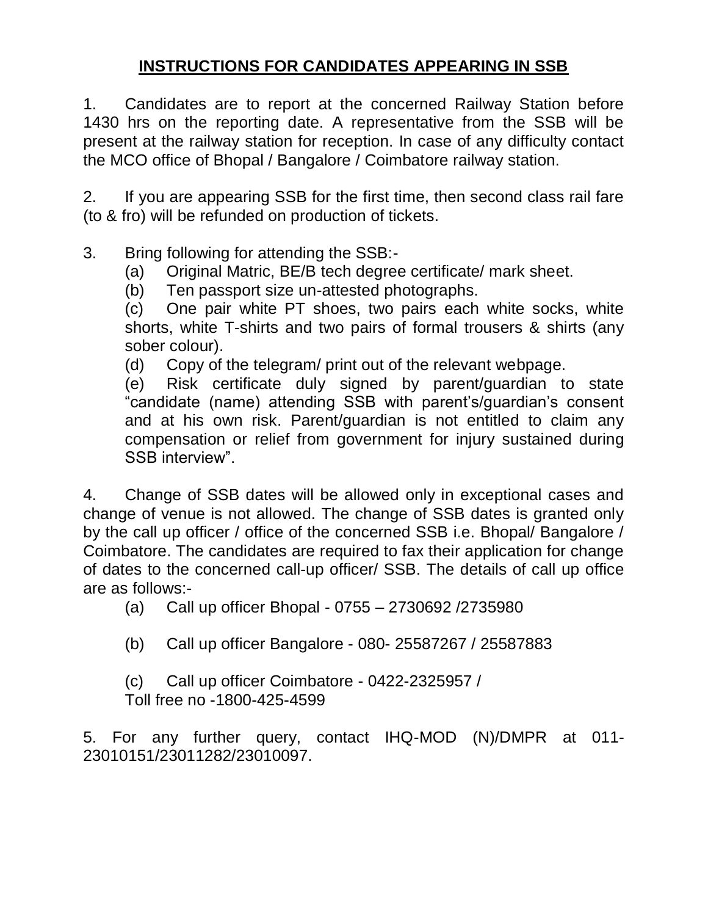# INSTRUCTIONS FOR CANDIDATES APPEARING IN SSB

1. Candidates are to report at the concerned Railway Station before 1430 hrs on the reporting date. A representative from the SSB will be present at the railway station for reception. In case of any difficulty contact the MCO office of Bhopal / Bangalore / Coimbatore railway station.

2. If you are appearing SSB for the first time, then second class rail fare (to & fro) will be refunded on production of tickets.

3. Bring following for attending the SSB:-
   - (a) Original Matric, BE/B tech degree certificate/ mark sheet.
   - (b) Ten passport size un-attested photographs.
   - (c) One pair white PT shoes, two pairs each white socks, white shorts, white T-shirts and two pairs of formal trousers & shirts (any sober colour).
   - (d) Copy of the telegram/ print out of the relevant webpage.
   - (e) Risk certificate duly signed by parent/guardian to state "candidate (name) attending SSB with parent's/guardian's consent and at his own risk. Parent/guardian is not entitled to claim any compensation or relief from government for injury sustained during SSB interview".

4. Change of SSB dates will be allowed only in exceptional cases and change of venue is not allowed. The change of SSB dates is granted only by the call up officer / office of the concerned SSB i.e. Bhopal/ Bangalore / Coimbatore. The candidates are required to fax their application for change of dates to the concerned call-up officer/ SSB. The details of call up office are as follows:-
   - (a) Call up officer Bhopal - 0755 – 2730692 /2735980
   - (b) Call up officer Bangalore - 080- 25587267 / 25587883
   - (c) Call up officer Coimbatore - 0422-2325957 / Toll free no -1800-425-4599

5. For any further query, contact IHQ-MOD (N)/DMPR at 011-23010151/23011282/23010097.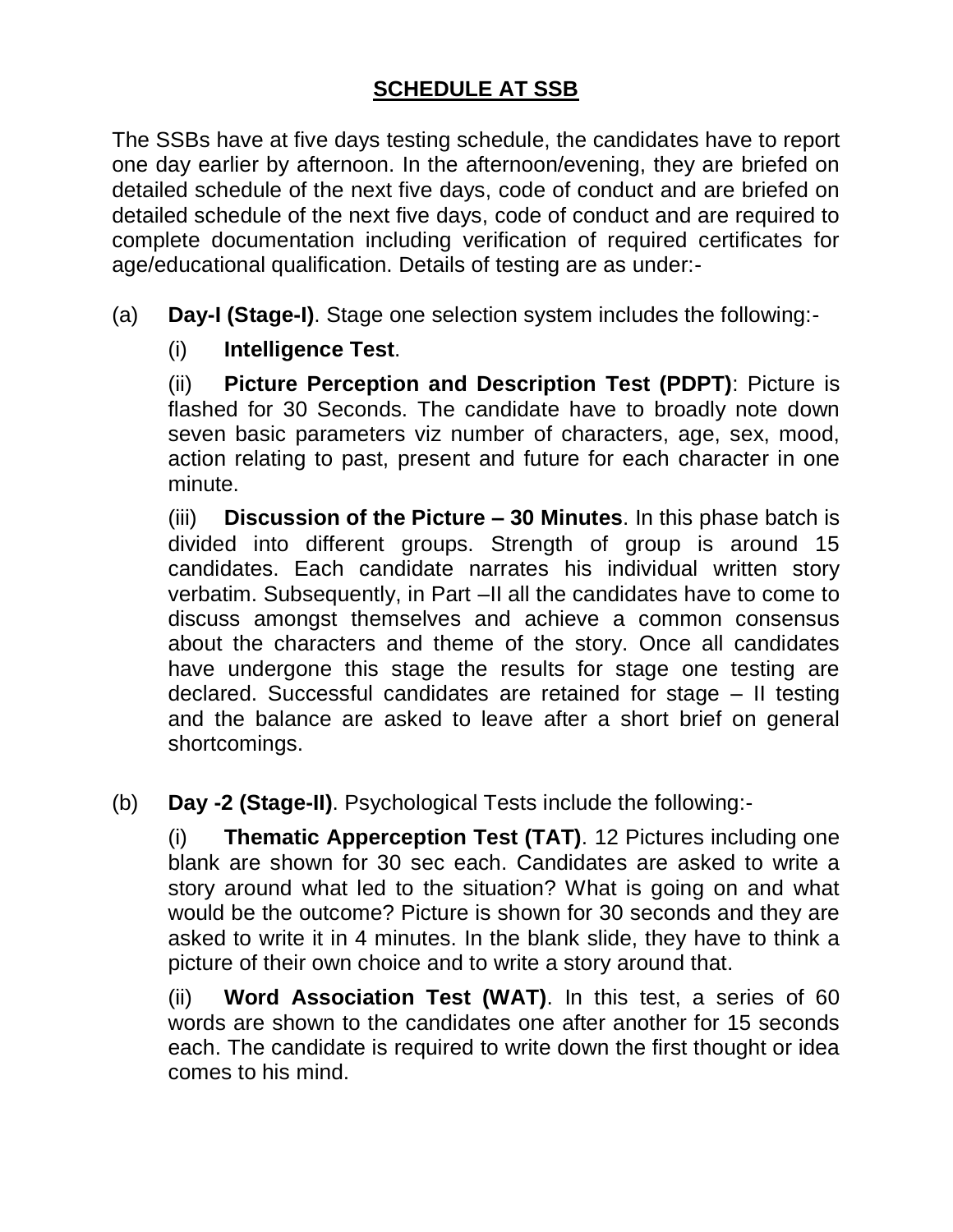## SCHEDULE AT SSB

The SSBs have at five days testing schedule, the candidates have to report one day earlier by afternoon. In the afternoon/evening, they are briefed on detailed schedule of the next five days, code of conduct and are briefed on detailed schedule of the next five days, code of conduct and are required to complete documentation including verification of required certificates for age/educational qualification. Details of testing are as under:-

(a) **Day-I (Stage-I)**. Stage one selection system includes the following:-

(i) **Intelligence Test**.

(ii) **Picture Perception and Description Test (PDPT)**: Picture is flashed for 30 Seconds. The candidate have to broadly note down seven basic parameters viz number of characters, age, sex, mood, action relating to past, present and future for each character in one minute.

(iii) **Discussion of the Picture – 30 Minutes**. In this phase batch is divided into different groups. Strength of group is around 15 candidates. Each candidate narrates his individual written story verbatim. Subsequently, in Part –II all the candidates have to come to discuss amongst themselves and achieve a common consensus about the characters and theme of the story. Once all candidates have undergone this stage the results for stage one testing are declared. Successful candidates are retained for stage – II testing and the balance are asked to leave after a short brief on general shortcomings.

(b) **Day -2 (Stage-II)**. Psychological Tests include the following:-

(i) **Thematic Apperception Test (TAT)**. 12 Pictures including one blank are shown for 30 sec each. Candidates are asked to write a story around what led to the situation? What is going on and what would be the outcome? Picture is shown for 30 seconds and they are asked to write it in 4 minutes. In the blank slide, they have to think a picture of their own choice and to write a story around that.

(ii) **Word Association Test (WAT)**. In this test, a series of 60 words are shown to the candidates one after another for 15 seconds each. The candidate is required to write down the first thought or idea comes to his mind.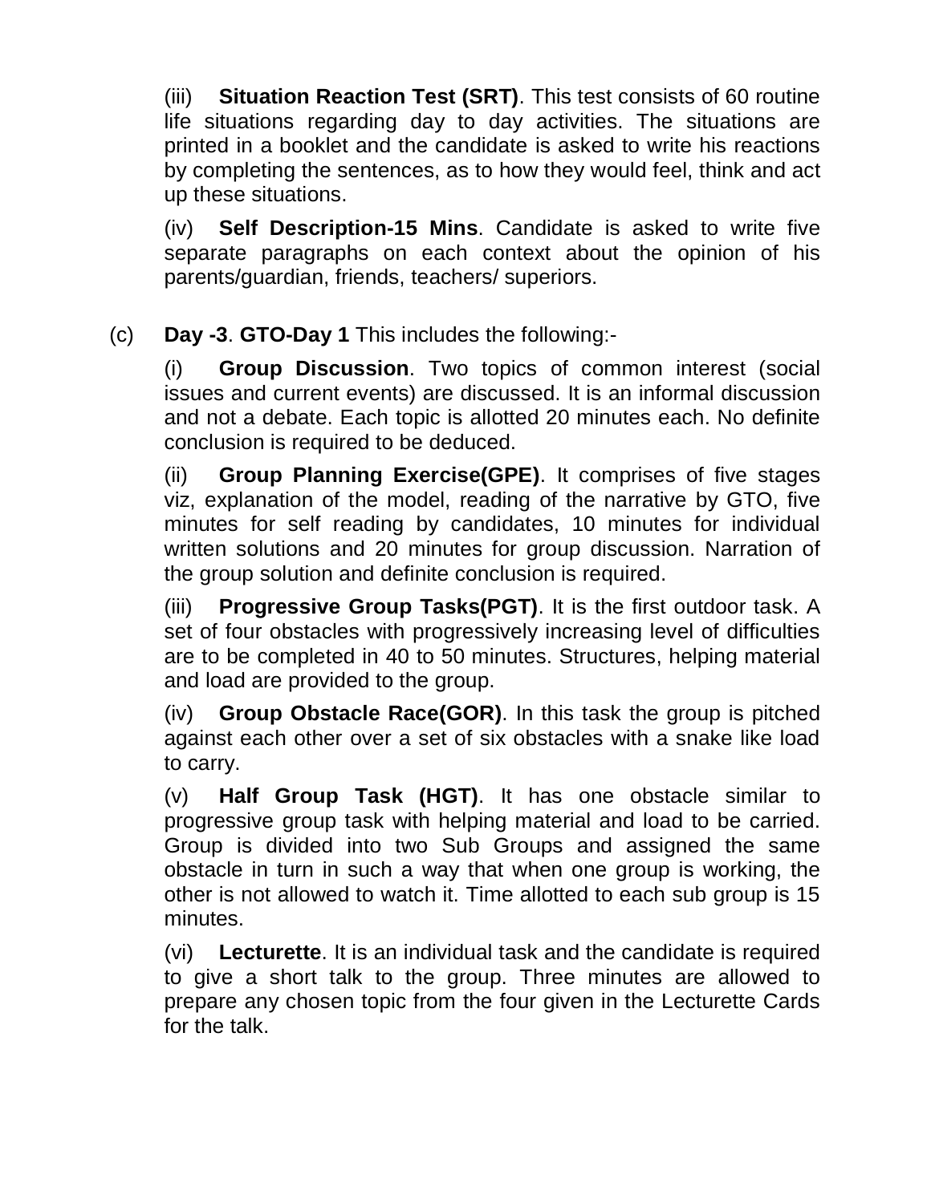(iii) **Situation Reaction Test (SRT)**. This test consists of 60 routine life situations regarding day to day activities. The situations are printed in a booklet and the candidate is asked to write his reactions by completing the sentences, as to how they would feel, think and act up these situations.

(iv) **Self Description-15 Mins**. Candidate is asked to write five separate paragraphs on each context about the opinion of his parents/guardian, friends, teachers/ superiors.

(c) **Day -3**. **GTO-Day 1** This includes the following:-

(i) **Group Discussion**. Two topics of common interest (social issues and current events) are discussed. It is an informal discussion and not a debate. Each topic is allotted 20 minutes each. No definite conclusion is required to be deduced.

(ii) **Group Planning Exercise(GPE)**. It comprises of five stages viz, explanation of the model, reading of the narrative by GTO, five minutes for self reading by candidates, 10 minutes for individual written solutions and 20 minutes for group discussion. Narration of the group solution and definite conclusion is required.

(iii) **Progressive Group Tasks(PGT)**. It is the first outdoor task. A set of four obstacles with progressively increasing level of difficulties are to be completed in 40 to 50 minutes. Structures, helping material and load are provided to the group.

(iv) **Group Obstacle Race(GOR)**. In this task the group is pitched against each other over a set of six obstacles with a snake like load to carry.

(v) **Half Group Task (HGT)**. It has one obstacle similar to progressive group task with helping material and load to be carried. Group is divided into two Sub Groups and assigned the same obstacle in turn in such a way that when one group is working, the other is not allowed to watch it. Time allotted to each sub group is 15 minutes.

(vi) **Lecturette**. It is an individual task and the candidate is required to give a short talk to the group. Three minutes are allowed to prepare any chosen topic from the four given in the Lecturette Cards for the talk.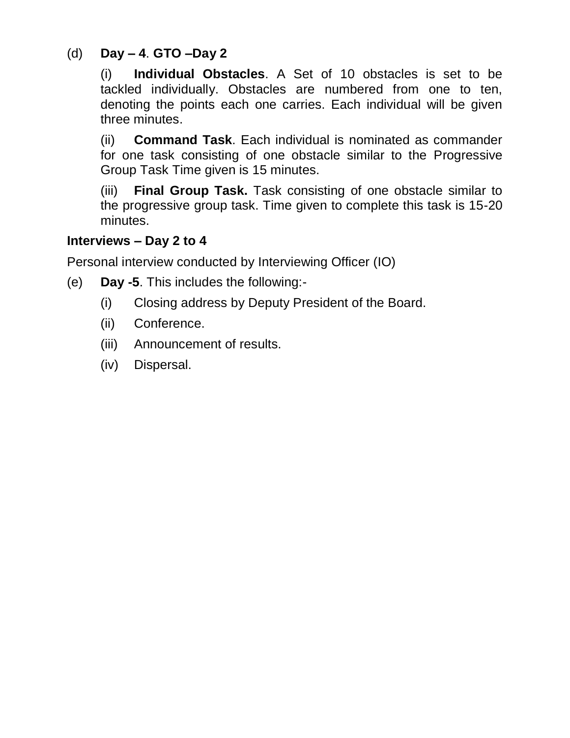(d) **Day – 4**. **GTO –Day 2**

(i) **Individual Obstacles**. A Set of 10 obstacles is set to be tackled individually. Obstacles are numbered from one to ten, denoting the points each one carries. Each individual will be given three minutes.

(ii) **Command Task**. Each individual is nominated as commander for one task consisting of one obstacle similar to the Progressive Group Task Time given is 15 minutes.

(iii) **Final Group Task.** Task consisting of one obstacle similar to the progressive group task. Time given to complete this task is 15-20 minutes.

**Interviews – Day 2 to 4**

Personal interview conducted by Interviewing Officer (IO)

(e) **Day -5**. This includes the following:-

(i) Closing address by Deputy President of the Board.

(ii) Conference.

(iii) Announcement of results.

(iv) Dispersal.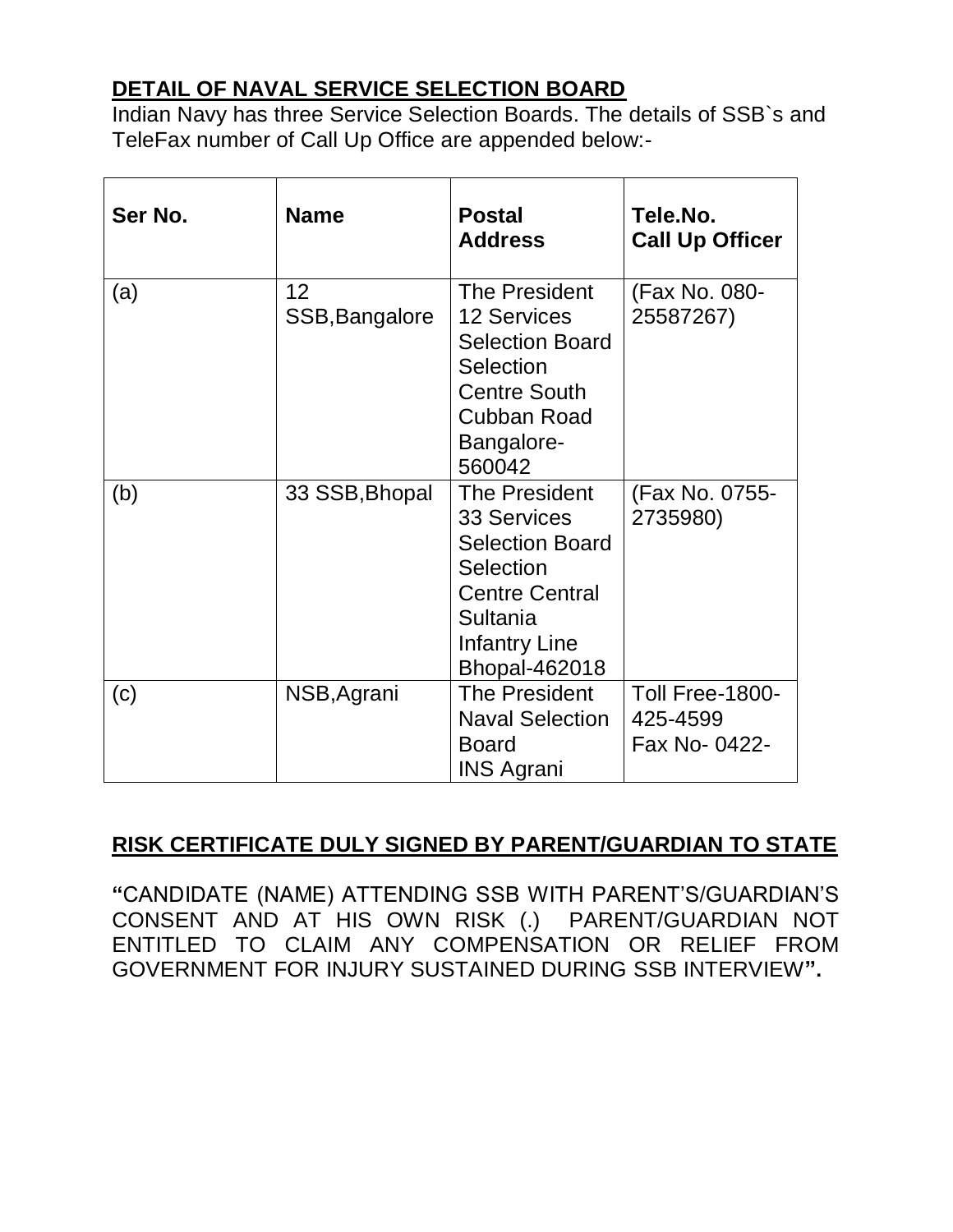## DETAIL OF NAVAL SERVICE SELECTION BOARD

Indian Navy has three Service Selection Boards. The details of SSB`s and TeleFax number of Call Up Office are appended below:-

| Ser No. | Name | Postal Address | Tele.No. Call Up Officer |
|---|---|---|---|
| (a) | 12 SSB,Bangalore | The President 12 Services Selection Board Selection Centre South Cubban Road Bangalore-560042 | (Fax No. 080-25587267) |
| (b) | 33 SSB,Bhopal | The President 33 Services Selection Board Selection Centre Central Sultania Infantry Line Bhopal-462018 | (Fax No. 0755-2735980) |
| (c) | NSB,Agrani | The President Naval Selection Board INS Agrani | Toll Free-1800-425-4599 Fax No- 0422- |

## RISK CERTIFICATE DULY SIGNED BY PARENT/GUARDIAN TO STATE

**"**CANDIDATE (NAME) ATTENDING SSB WITH PARENT'S/GUARDIAN'S CONSENT AND AT HIS OWN RISK (.) PARENT/GUARDIAN NOT ENTITLED TO CLAIM ANY COMPENSATION OR RELIEF FROM GOVERNMENT FOR INJURY SUSTAINED DURING SSB INTERVIEW**".**